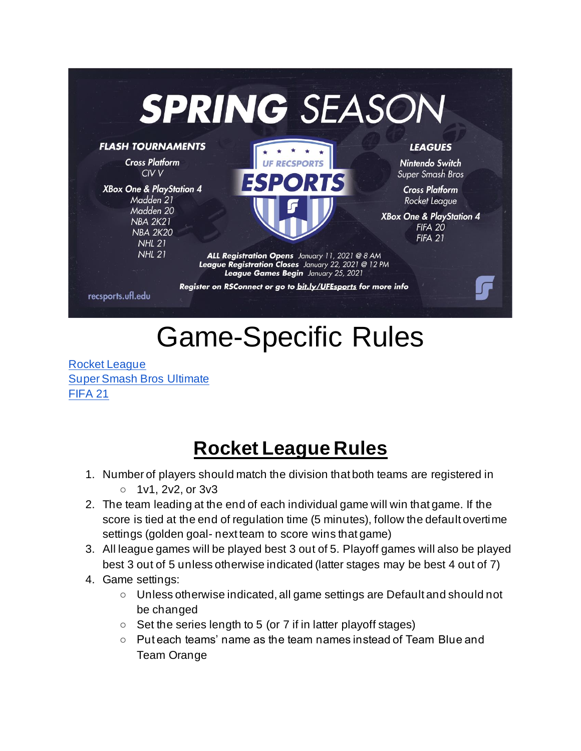# SPRING SEASON

**FLASH TOURNAMENTS**

**Cross Platform**
CIV V

**XBox One & PlayStation 4**
Madden 21
Madden 20
NBA 2K21
NBA 2K20
NHL 21
NHL 21

UF RECSPORTS
**ESPORTS**

**LEAGUES**

**Nintendo Switch**
Super Smash Bros

**Cross Platform**
Rocket League

**XBox One & PlayStation 4**
FIFA 20
FIFA 21

**ALL Registration Opens** January 11, 2021 @ 8 AM
**League Registration Closes** January 22, 2021 @ 12 PM
**League Games Begin** January 25, 2021

**Register on RSConnect or go to bit.ly/UFEsports for more info**

recsports.ufl.edu

# Game-Specific Rules

[Rocket League](#rocket-league-rules)
[Super Smash Bros Ultimate](#super-smash-bros-ultimate)
[FIFA 21](#fifa-21)

## Rocket League Rules

1. Number of players should match the division that both teams are registered in
   - 1v1, 2v2, or 3v3
2. The team leading at the end of each individual game will win that game. If the score is tied at the end of regulation time (5 minutes), follow the default overtime settings (golden goal- next team to score wins that game)
3. All league games will be played best 3 out of 5. Playoff games will also be played best 3 out of 5 unless otherwise indicated (latter stages may be best 4 out of 7)
4. Game settings:
   - Unless otherwise indicated, all game settings are Default and should not be changed
   - Set the series length to 5 (or 7 if in latter playoff stages)
   - Put each teams' name as the team names instead of Team Blue and Team Orange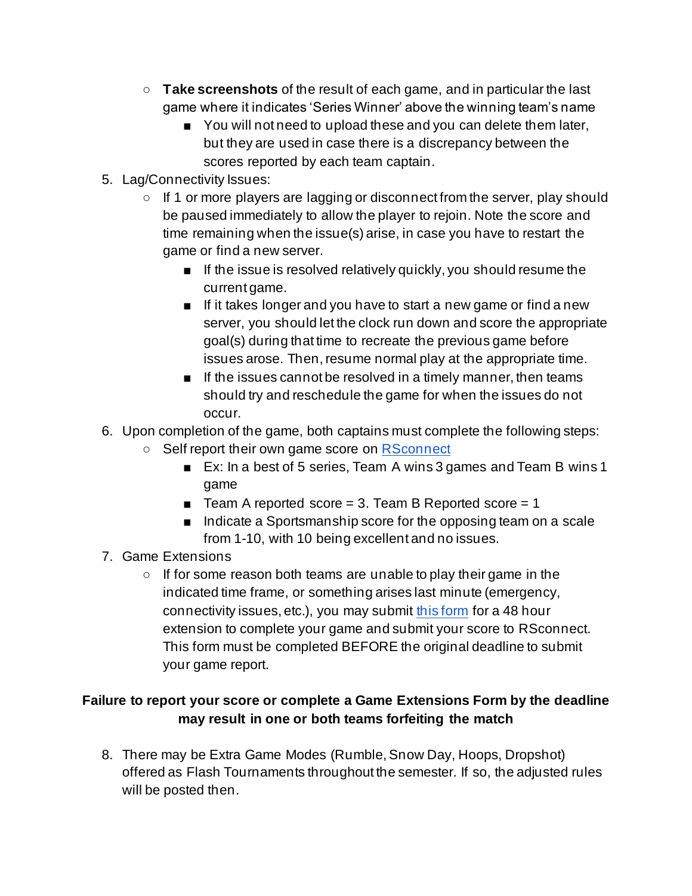- **Take screenshots** of the result of each game, and in particular the last game where it indicates 'Series Winner' above the winning team's name
  - You will not need to upload these and you can delete them later, but they are used in case there is a discrepancy between the scores reported by each team captain.

5. Lag/Connectivity Issues:
   - If 1 or more players are lagging or disconnect from the server, play should be paused immediately to allow the player to rejoin. Note the score and time remaining when the issue(s) arise, in case you have to restart the game or find a new server.
     - If the issue is resolved relatively quickly, you should resume the current game.
     - If it takes longer and you have to start a new game or find a new server, you should let the clock run down and score the appropriate goal(s) during that time to recreate the previous game before issues arose. Then, resume normal play at the appropriate time.
     - If the issues cannot be resolved in a timely manner, then teams should try and reschedule the game for when the issues do not occur.
6. Upon completion of the game, both captains must complete the following steps:
   - Self report their own game score on [RSconnect]
     - Ex: In a best of 5 series, Team A wins 3 games and Team B wins 1 game
     - Team A reported score = 3. Team B Reported score = 1
     - Indicate a Sportsmanship score for the opposing team on a scale from 1-10, with 10 being excellent and no issues.
7. Game Extensions
   - If for some reason both teams are unable to play their game in the indicated time frame, or something arises last minute (emergency, connectivity issues, etc.), you may submit [this form] for a 48 hour extension to complete your game and submit your score to RSconnect. This form must be completed BEFORE the original deadline to submit your game report.

**Failure to report your score or complete a Game Extensions Form by the deadline may result in one or both teams forfeiting the match**

8. There may be Extra Game Modes (Rumble, Snow Day, Hoops, Dropshot) offered as Flash Tournaments throughout the semester. If so, the adjusted rules will be posted then.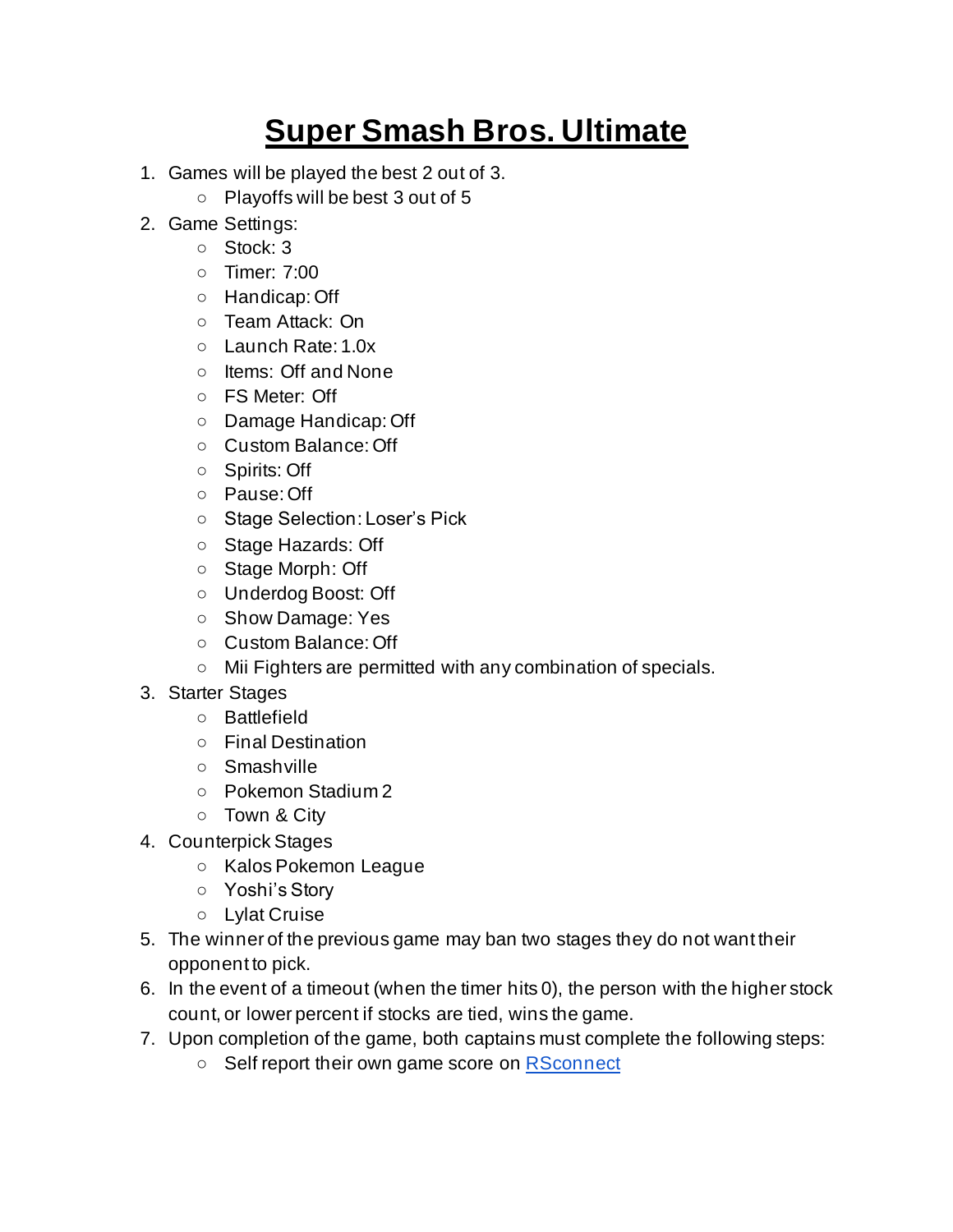# Super Smash Bros. Ultimate

1. Games will be played the best 2 out of 3.
    - Playoffs will be best 3 out of 5
2. Game Settings:
    - Stock: 3
    - Timer: 7:00
    - Handicap: Off
    - Team Attack: On
    - Launch Rate: 1.0x
    - Items: Off and None
    - FS Meter: Off
    - Damage Handicap: Off
    - Custom Balance: Off
    - Spirits: Off
    - Pause: Off
    - Stage Selection: Loser's Pick
    - Stage Hazards: Off
    - Stage Morph: Off
    - Underdog Boost: Off
    - Show Damage: Yes
    - Custom Balance: Off
    - Mii Fighters are permitted with any combination of specials.
3. Starter Stages
    - Battlefield
    - Final Destination
    - Smashville
    - Pokemon Stadium 2
    - Town & City
4. Counterpick Stages
    - Kalos Pokemon League
    - Yoshi's Story
    - Lylat Cruise
5. The winner of the previous game may ban two stages they do not want their opponent to pick.
6. In the event of a timeout (when the timer hits 0), the person with the higher stock count, or lower percent if stocks are tied, wins the game.
7. Upon completion of the game, both captains must complete the following steps:
    - Self report their own game score on [RSconnect]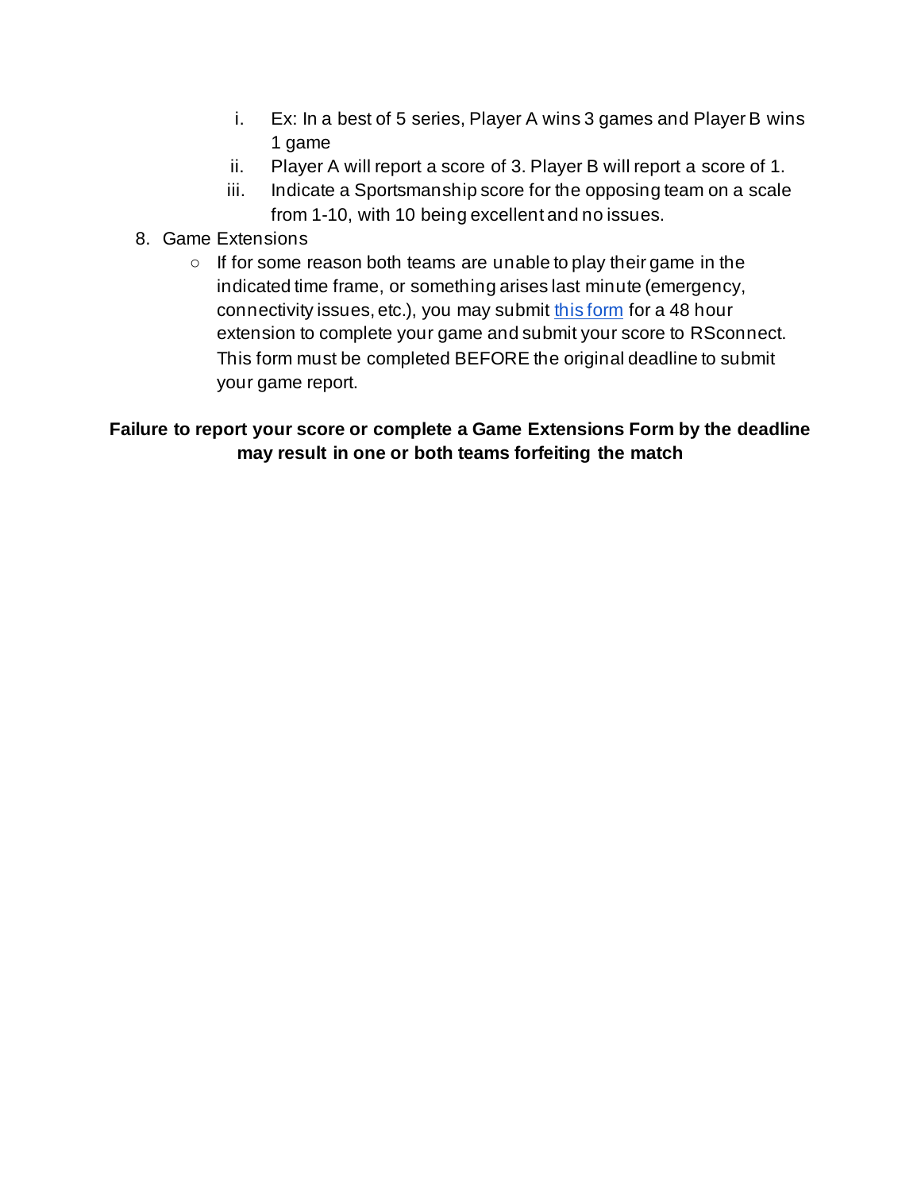i. Ex: In a best of 5 series, Player A wins 3 games and Player B wins 1 game
   ii. Player A will report a score of 3. Player B will report a score of 1.
   iii. Indicate a Sportsmanship score for the opposing team on a scale from 1-10, with 10 being excellent and no issues.

8. Game Extensions
   - If for some reason both teams are unable to play their game in the indicated time frame, or something arises last minute (emergency, connectivity issues, etc.), you may submit this form for a 48 hour extension to complete your game and submit your score to RSconnect. This form must be completed BEFORE the original deadline to submit your game report.

**Failure to report your score or complete a Game Extensions Form by the deadline may result in one or both teams forfeiting the match**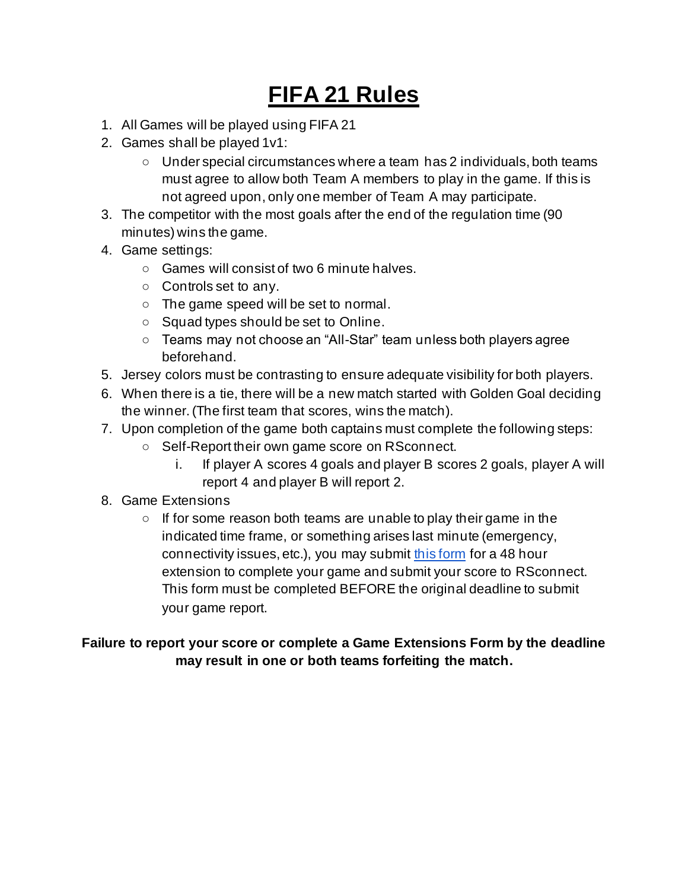# FIFA 21 Rules

1. All Games will be played using FIFA 21
2. Games shall be played 1v1:
   - Under special circumstances where a team has 2 individuals, both teams must agree to allow both Team A members to play in the game. If this is not agreed upon, only one member of Team A may participate.
3. The competitor with the most goals after the end of the regulation time (90 minutes) wins the game.
4. Game settings:
   - Games will consist of two 6 minute halves.
   - Controls set to any.
   - The game speed will be set to normal.
   - Squad types should be set to Online.
   - Teams may not choose an “All-Star” team unless both players agree beforehand.
5. Jersey colors must be contrasting to ensure adequate visibility for both players.
6. When there is a tie, there will be a new match started with Golden Goal deciding the winner. (The first team that scores, wins the match).
7. Upon completion of the game both captains must complete the following steps:
   - Self-Report their own game score on RSconnect.
     i. If player A scores 4 goals and player B scores 2 goals, player A will report 4 and player B will report 2.
8. Game Extensions
   - If for some reason both teams are unable to play their game in the indicated time frame, or something arises last minute (emergency, connectivity issues, etc.), you may submit this form for a 48 hour extension to complete your game and submit your score to RSconnect. This form must be completed BEFORE the original deadline to submit your game report.

**Failure to report your score or complete a Game Extensions Form by the deadline may result in one or both teams forfeiting the match.**